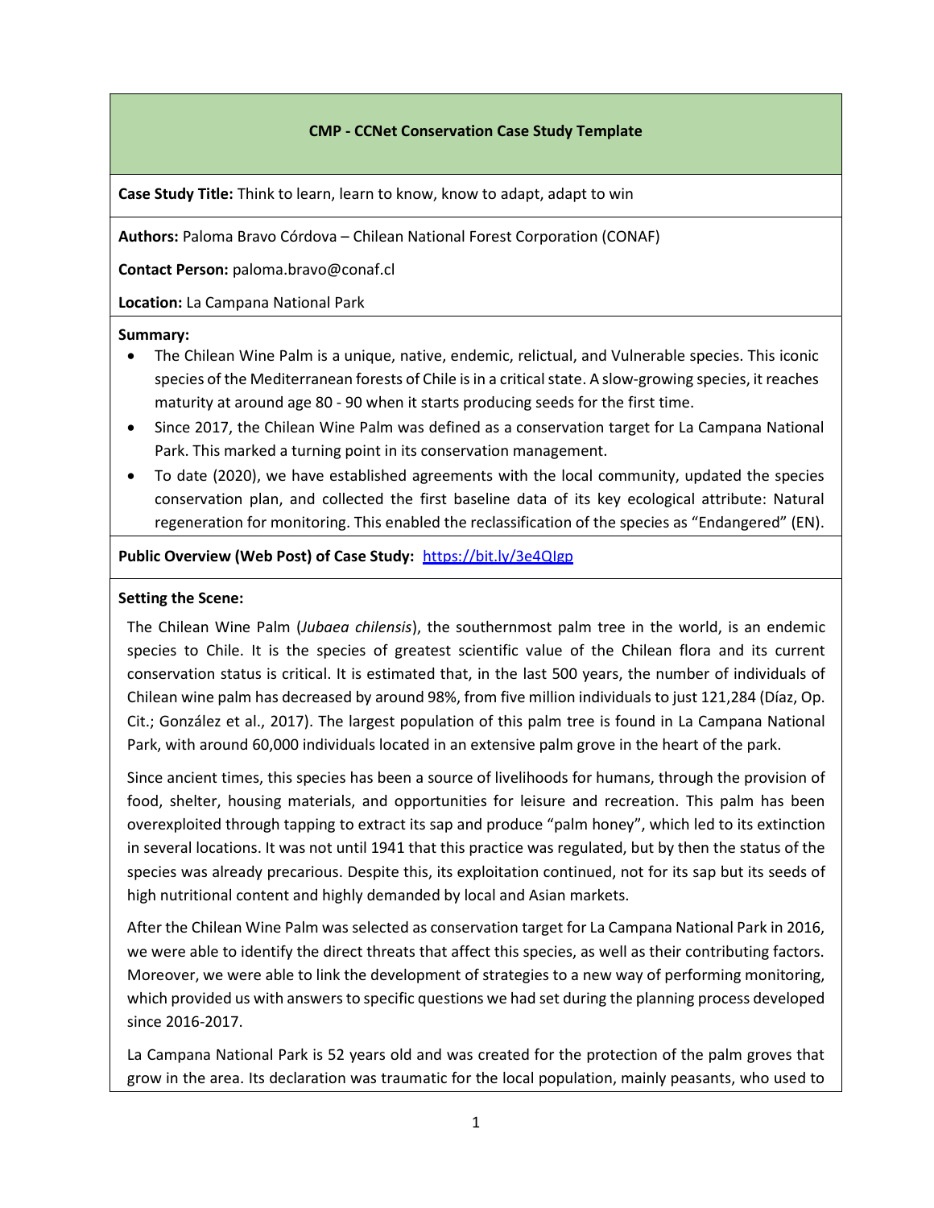**CMP - CCNet Conservation Case Study Template**

**Case Study Title:** Think to learn, learn to know, know to adapt, adapt to win

**Authors:** Paloma Bravo Córdova – Chilean National Forest Corporation (CONAF)

**Contact Person:** paloma.bravo@conaf.cl

**Location:** La Campana National Park

**Summary:**

- The Chilean Wine Palm is a unique, native, endemic, relictual, and Vulnerable species. This iconic species of the Mediterranean forests of Chile is in a critical state. A slow-growing species, it reaches maturity at around age 80 - 90 when it starts producing seeds for the first time.
- Since 2017, the Chilean Wine Palm was defined as a conservation target for La Campana National Park. This marked a turning point in its conservation management.
- To date (2020), we have established agreements with the local community, updated the species conservation plan, and collected the first baseline data of its key ecological attribute: Natural regeneration for monitoring. This enabled the reclassification of the species as "Endangered" (EN).

**Public Overview (Web Post) of Case Study:** [https://bit.ly/3e4QIgp](https://bit.ly/3e4QIgp)

**Setting the Scene:**

The Chilean Wine Palm (*Jubaea chilensis*), the southernmost palm tree in the world, is an endemic species to Chile. It is the species of greatest scientific value of the Chilean flora and its current conservation status is critical. It is estimated that, in the last 500 years, the number of individuals of Chilean wine palm has decreased by around 98%, from five million individuals to just 121,284 (Díaz, Op. Cit.; González et al., 2017). The largest population of this palm tree is found in La Campana National Park, with around 60,000 individuals located in an extensive palm grove in the heart of the park.

Since ancient times, this species has been a source of livelihoods for humans, through the provision of food, shelter, housing materials, and opportunities for leisure and recreation. This palm has been overexploited through tapping to extract its sap and produce "palm honey", which led to its extinction in several locations. It was not until 1941 that this practice was regulated, but by then the status of the species was already precarious. Despite this, its exploitation continued, not for its sap but its seeds of high nutritional content and highly demanded by local and Asian markets.

After the Chilean Wine Palm was selected as conservation target for La Campana National Park in 2016, we were able to identify the direct threats that affect this species, as well as their contributing factors. Moreover, we were able to link the development of strategies to a new way of performing monitoring, which provided us with answers to specific questions we had set during the planning process developed since 2016-2017.

La Campana National Park is 52 years old and was created for the protection of the palm groves that grow in the area. Its declaration was traumatic for the local population, mainly peasants, who used to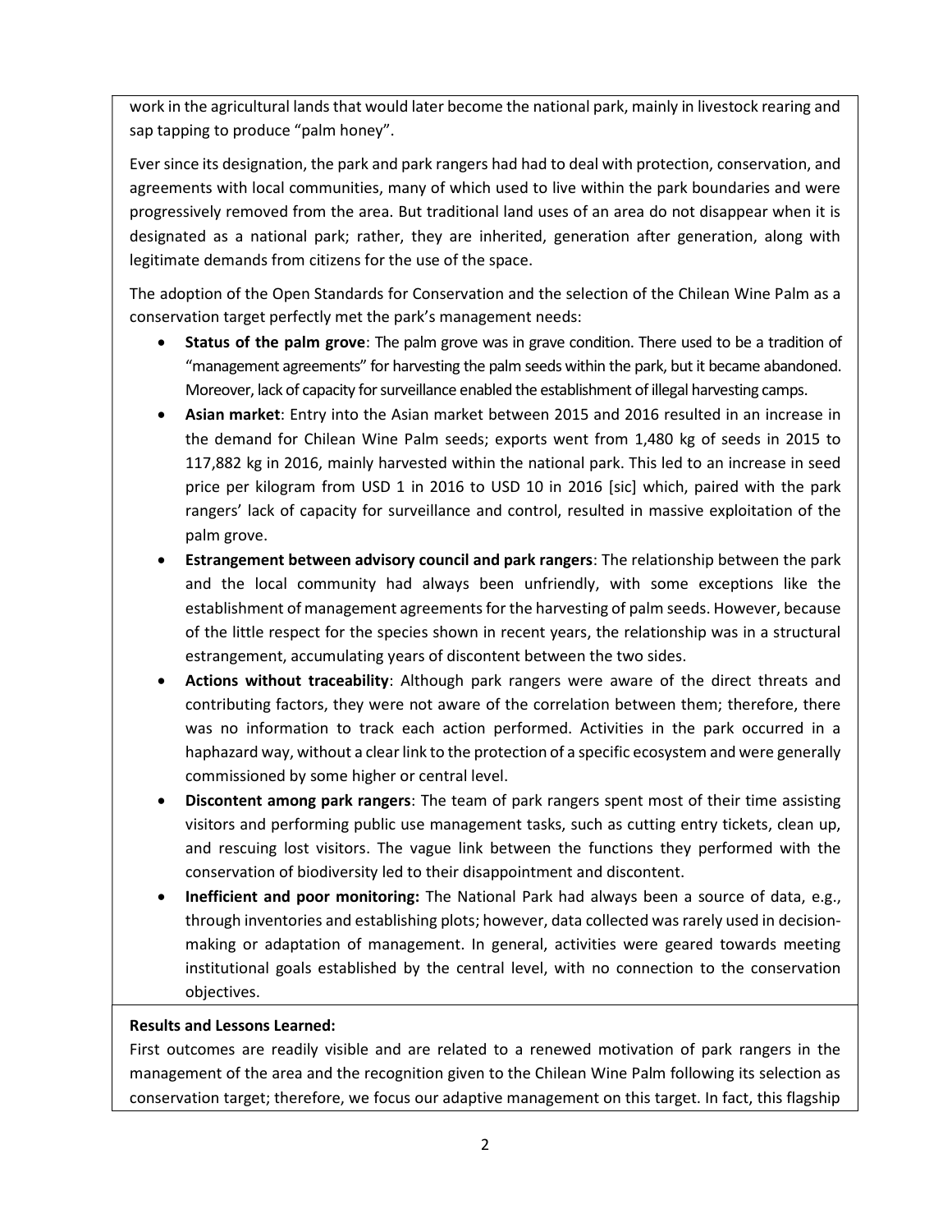work in the agricultural lands that would later become the national park, mainly in livestock rearing and sap tapping to produce "palm honey".

Ever since its designation, the park and park rangers had had to deal with protection, conservation, and agreements with local communities, many of which used to live within the park boundaries and were progressively removed from the area. But traditional land uses of an area do not disappear when it is designated as a national park; rather, they are inherited, generation after generation, along with legitimate demands from citizens for the use of the space.

The adoption of the Open Standards for Conservation and the selection of the Chilean Wine Palm as a conservation target perfectly met the park's management needs:

- **Status of the palm grove**: The palm grove was in grave condition. There used to be a tradition of "management agreements" for harvesting the palm seeds within the park, but it became abandoned. Moreover, lack of capacity for surveillance enabled the establishment of illegal harvesting camps.
- **Asian market**: Entry into the Asian market between 2015 and 2016 resulted in an increase in the demand for Chilean Wine Palm seeds; exports went from 1,480 kg of seeds in 2015 to 117,882 kg in 2016, mainly harvested within the national park. This led to an increase in seed price per kilogram from USD 1 in 2016 to USD 10 in 2016 [sic] which, paired with the park rangers' lack of capacity for surveillance and control, resulted in massive exploitation of the palm grove.
- **Estrangement between advisory council and park rangers**: The relationship between the park and the local community had always been unfriendly, with some exceptions like the establishment of management agreements for the harvesting of palm seeds. However, because of the little respect for the species shown in recent years, the relationship was in a structural estrangement, accumulating years of discontent between the two sides.
- **Actions without traceability**: Although park rangers were aware of the direct threats and contributing factors, they were not aware of the correlation between them; therefore, there was no information to track each action performed. Activities in the park occurred in a haphazard way, without a clear link to the protection of a specific ecosystem and were generally commissioned by some higher or central level.
- **Discontent among park rangers**: The team of park rangers spent most of their time assisting visitors and performing public use management tasks, such as cutting entry tickets, clean up, and rescuing lost visitors. The vague link between the functions they performed with the conservation of biodiversity led to their disappointment and discontent.
- **Inefficient and poor monitoring:** The National Park had always been a source of data, e.g., through inventories and establishing plots; however, data collected was rarely used in decision-making or adaptation of management. In general, activities were geared towards meeting institutional goals established by the central level, with no connection to the conservation objectives.

**Results and Lessons Learned:**

First outcomes are readily visible and are related to a renewed motivation of park rangers in the management of the area and the recognition given to the Chilean Wine Palm following its selection as conservation target; therefore, we focus our adaptive management on this target. In fact, this flagship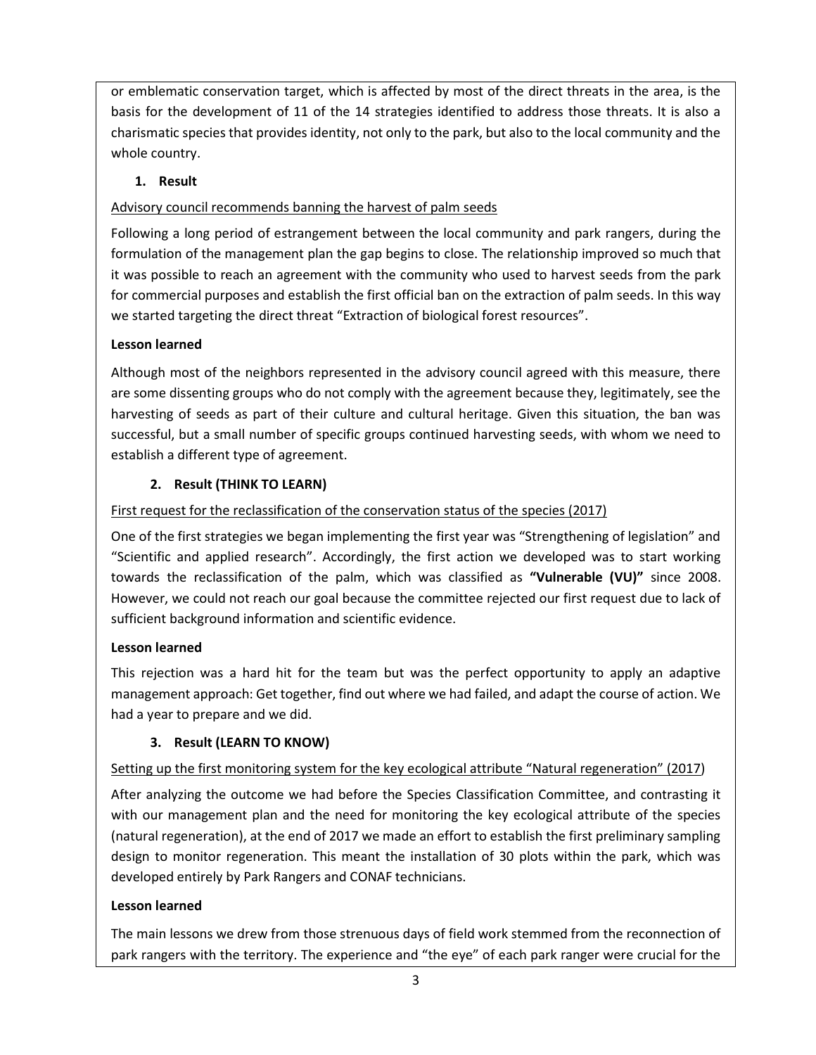or emblematic conservation target, which is affected by most of the direct threats in the area, is the basis for the development of 11 of the 14 strategies identified to address those threats. It is also a charismatic species that provides identity, not only to the park, but also to the local community and the whole country.

1. **Result**

Advisory council recommends banning the harvest of palm seeds

Following a long period of estrangement between the local community and park rangers, during the formulation of the management plan the gap begins to close. The relationship improved so much that it was possible to reach an agreement with the community who used to harvest seeds from the park for commercial purposes and establish the first official ban on the extraction of palm seeds. In this way we started targeting the direct threat "Extraction of biological forest resources".

**Lesson learned**

Although most of the neighbors represented in the advisory council agreed with this measure, there are some dissenting groups who do not comply with the agreement because they, legitimately, see the harvesting of seeds as part of their culture and cultural heritage. Given this situation, the ban was successful, but a small number of specific groups continued harvesting seeds, with whom we need to establish a different type of agreement.

2. **Result (THINK TO LEARN)**

First request for the reclassification of the conservation status of the species (2017)

One of the first strategies we began implementing the first year was "Strengthening of legislation" and "Scientific and applied research". Accordingly, the first action we developed was to start working towards the reclassification of the palm, which was classified as **"Vulnerable (VU)"** since 2008. However, we could not reach our goal because the committee rejected our first request due to lack of sufficient background information and scientific evidence.

**Lesson learned**

This rejection was a hard hit for the team but was the perfect opportunity to apply an adaptive management approach: Get together, find out where we had failed, and adapt the course of action. We had a year to prepare and we did.

3. **Result (LEARN TO KNOW)**

Setting up the first monitoring system for the key ecological attribute "Natural regeneration" (2017)

After analyzing the outcome we had before the Species Classification Committee, and contrasting it with our management plan and the need for monitoring the key ecological attribute of the species (natural regeneration), at the end of 2017 we made an effort to establish the first preliminary sampling design to monitor regeneration. This meant the installation of 30 plots within the park, which was developed entirely by Park Rangers and CONAF technicians.

**Lesson learned**

The main lessons we drew from those strenuous days of field work stemmed from the reconnection of park rangers with the territory. The experience and "the eye" of each park ranger were crucial for the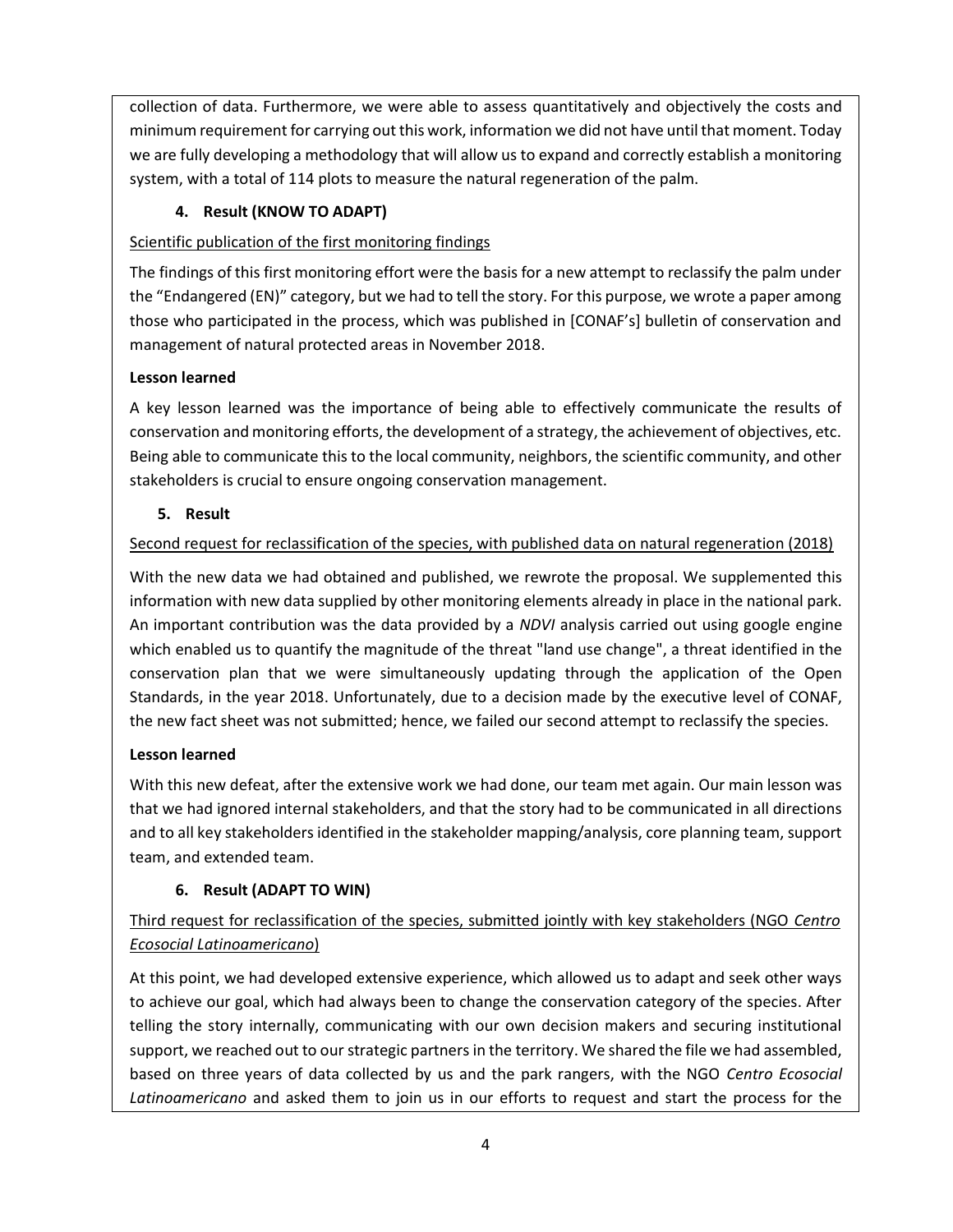collection of data. Furthermore, we were able to assess quantitatively and objectively the costs and minimum requirement for carrying out this work, information we did not have until that moment. Today we are fully developing a methodology that will allow us to expand and correctly establish a monitoring system, with a total of 114 plots to measure the natural regeneration of the palm.

4. **Result (KNOW TO ADAPT)**

Scientific publication of the first monitoring findings

The findings of this first monitoring effort were the basis for a new attempt to reclassify the palm under the "Endangered (EN)" category, but we had to tell the story. For this purpose, we wrote a paper among those who participated in the process, which was published in [CONAF's] bulletin of conservation and management of natural protected areas in November 2018.

**Lesson learned**

A key lesson learned was the importance of being able to effectively communicate the results of conservation and monitoring efforts, the development of a strategy, the achievement of objectives, etc. Being able to communicate this to the local community, neighbors, the scientific community, and other stakeholders is crucial to ensure ongoing conservation management.

5. **Result**

Second request for reclassification of the species, with published data on natural regeneration (2018)

With the new data we had obtained and published, we rewrote the proposal. We supplemented this information with new data supplied by other monitoring elements already in place in the national park. An important contribution was the data provided by a *NDVI* analysis carried out using google engine which enabled us to quantify the magnitude of the threat "land use change", a threat identified in the conservation plan that we were simultaneously updating through the application of the Open Standards, in the year 2018. Unfortunately, due to a decision made by the executive level of CONAF, the new fact sheet was not submitted; hence, we failed our second attempt to reclassify the species.

**Lesson learned**

With this new defeat, after the extensive work we had done, our team met again. Our main lesson was that we had ignored internal stakeholders, and that the story had to be communicated in all directions and to all key stakeholders identified in the stakeholder mapping/analysis, core planning team, support team, and extended team.

6. **Result (ADAPT TO WIN)**

Third request for reclassification of the species, submitted jointly with key stakeholders (NGO *Centro Ecosocial Latinoamericano*)

At this point, we had developed extensive experience, which allowed us to adapt and seek other ways to achieve our goal, which had always been to change the conservation category of the species. After telling the story internally, communicating with our own decision makers and securing institutional support, we reached out to our strategic partners in the territory. We shared the file we had assembled, based on three years of data collected by us and the park rangers, with the NGO *Centro Ecosocial Latinoamericano* and asked them to join us in our efforts to request and start the process for the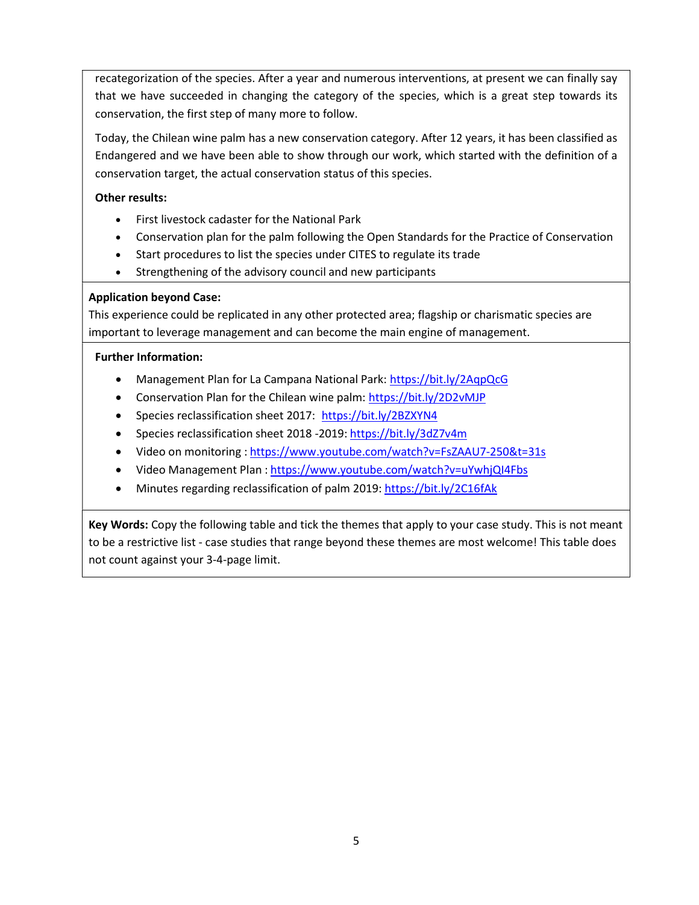recategorization of the species. After a year and numerous interventions, at present we can finally say that we have succeeded in changing the category of the species, which is a great step towards its conservation, the first step of many more to follow.

Today, the Chilean wine palm has a new conservation category. After 12 years, it has been classified as Endangered and we have been able to show through our work, which started with the definition of a conservation target, the actual conservation status of this species.

**Other results:**

- First livestock cadaster for the National Park
- Conservation plan for the palm following the Open Standards for the Practice of Conservation
- Start procedures to list the species under CITES to regulate its trade
- Strengthening of the advisory council and new participants

**Application beyond Case:**

This experience could be replicated in any other protected area; flagship or charismatic species are important to leverage management and can become the main engine of management.

**Further Information:**

- Management Plan for La Campana National Park: https://bit.ly/2AqpQcG
- Conservation Plan for the Chilean wine palm: https://bit.ly/2D2vMJP
- Species reclassification sheet 2017: https://bit.ly/2BZXYN4
- Species reclassification sheet 2018 -2019: https://bit.ly/3dZ7v4m
- Video on monitoring : https://www.youtube.com/watch?v=FsZAAU7-250&t=31s
- Video Management Plan : https://www.youtube.com/watch?v=uYwhjQI4Fbs
- Minutes regarding reclassification of palm 2019: https://bit.ly/2C16fAk

**Key Words:** Copy the following table and tick the themes that apply to your case study. This is not meant to be a restrictive list - case studies that range beyond these themes are most welcome! This table does not count against your 3-4-page limit.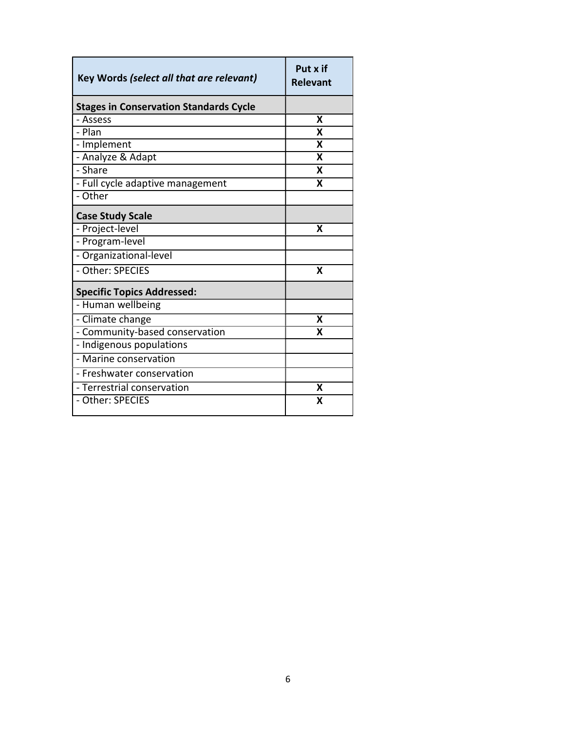| Key Words *(select all that are relevant)* | Put x if Relevant |
|---|---|
| **Stages in Conservation Standards Cycle** | |
| - Assess | X |
| - Plan | X |
| - Implement | X |
| - Analyze & Adapt | X |
| - Share | X |
| - Full cycle adaptive management | X |
| - Other | |
| **Case Study Scale** | |
| - Project-level | X |
| - Program-level | |
| - Organizational-level | |
| - Other: SPECIES | X |
| **Specific Topics Addressed:** | |
| - Human wellbeing | |
| - Climate change | X |
| - Community-based conservation | X |
| - Indigenous populations | |
| - Marine conservation | |
| - Freshwater conservation | |
| - Terrestrial conservation | X |
| - Other: SPECIES | X |